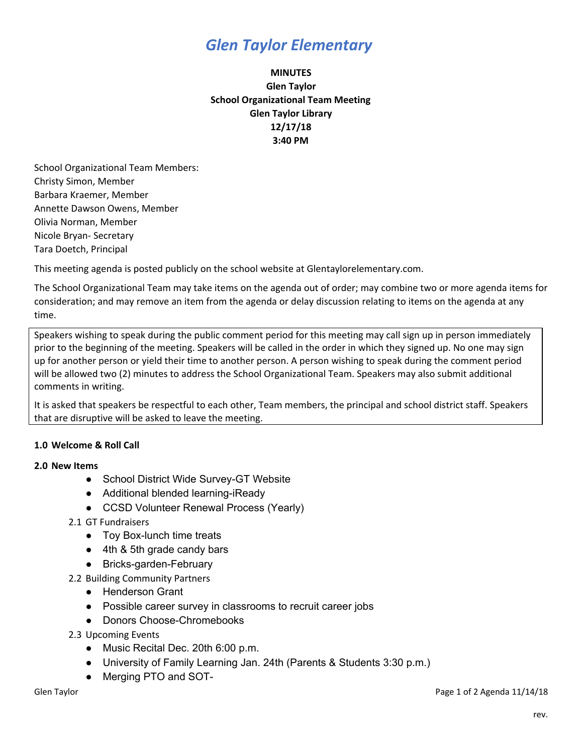# *Glen Taylor Elementary*

**MINUTES**
**Glen Taylor**
**School Organizational Team Meeting**
**Glen Taylor Library**
**12/17/18**
**3:40 PM**

School Organizational Team Members:
Christy Simon, Member
Barbara Kraemer, Member
Annette Dawson Owens, Member
Olivia Norman, Member
Nicole Bryan- Secretary
Tara Doetch, Principal

This meeting agenda is posted publicly on the school website at Glentaylorelementary.com.

The School Organizational Team may take items on the agenda out of order; may combine two or more agenda items for consideration; and may remove an item from the agenda or delay discussion relating to items on the agenda at any time.

Speakers wishing to speak during the public comment period for this meeting may call sign up in person immediately prior to the beginning of the meeting. Speakers will be called in the order in which they signed up. No one may sign up for another person or yield their time to another person. A person wishing to speak during the comment period will be allowed two (2) minutes to address the School Organizational Team. Speakers may also submit additional comments in writing.

It is asked that speakers be respectful to each other, Team members, the principal and school district staff. Speakers that are disruptive will be asked to leave the meeting.

**1.0 Welcome & Roll Call**

**2.0 New Items**

- School District Wide Survey-GT Website
- Additional blended learning-iReady
- CCSD Volunteer Renewal Process (Yearly)

2.1 GT Fundraisers

- Toy Box-lunch time treats
- 4th & 5th grade candy bars
- Bricks-garden-February

2.2 Building Community Partners

- Henderson Grant
- Possible career survey in classrooms to recruit career jobs
- Donors Choose-Chromebooks

2.3 Upcoming Events

- Music Recital Dec. 20th 6:00 p.m.
- University of Family Learning Jan. 24th (Parents & Students 3:30 p.m.)
- Merging PTO and SOT-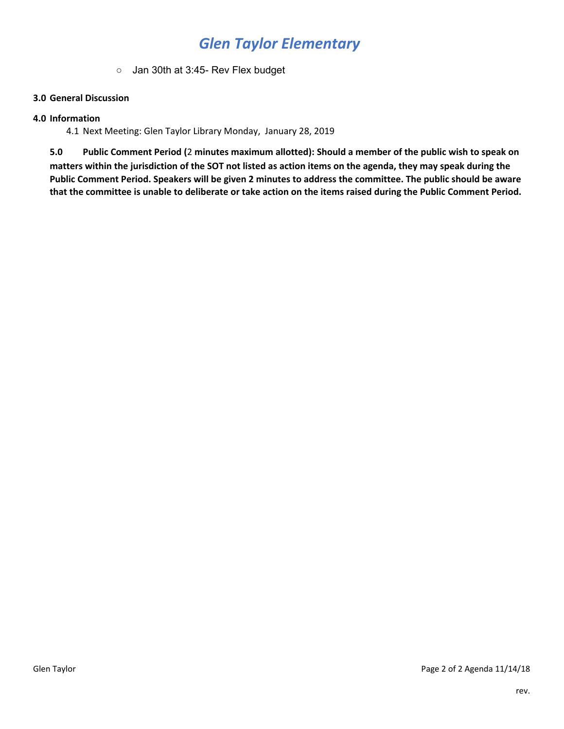- Jan 30th at 3:45- Rev Flex budget

**3.0 General Discussion**

**4.0 Information**

4.1 Next Meeting: Glen Taylor Library Monday, January 28, 2019

**5.0 Public Comment Period (**2 **minutes maximum allotted): Should a member of the public wish to speak on matters within the jurisdiction of the SOT not listed as action items on the agenda, they may speak during the Public Comment Period. Speakers will be given 2 minutes to address the committee. The public should be aware that the committee is unable to deliberate or take action on the items raised during the Public Comment Period.**